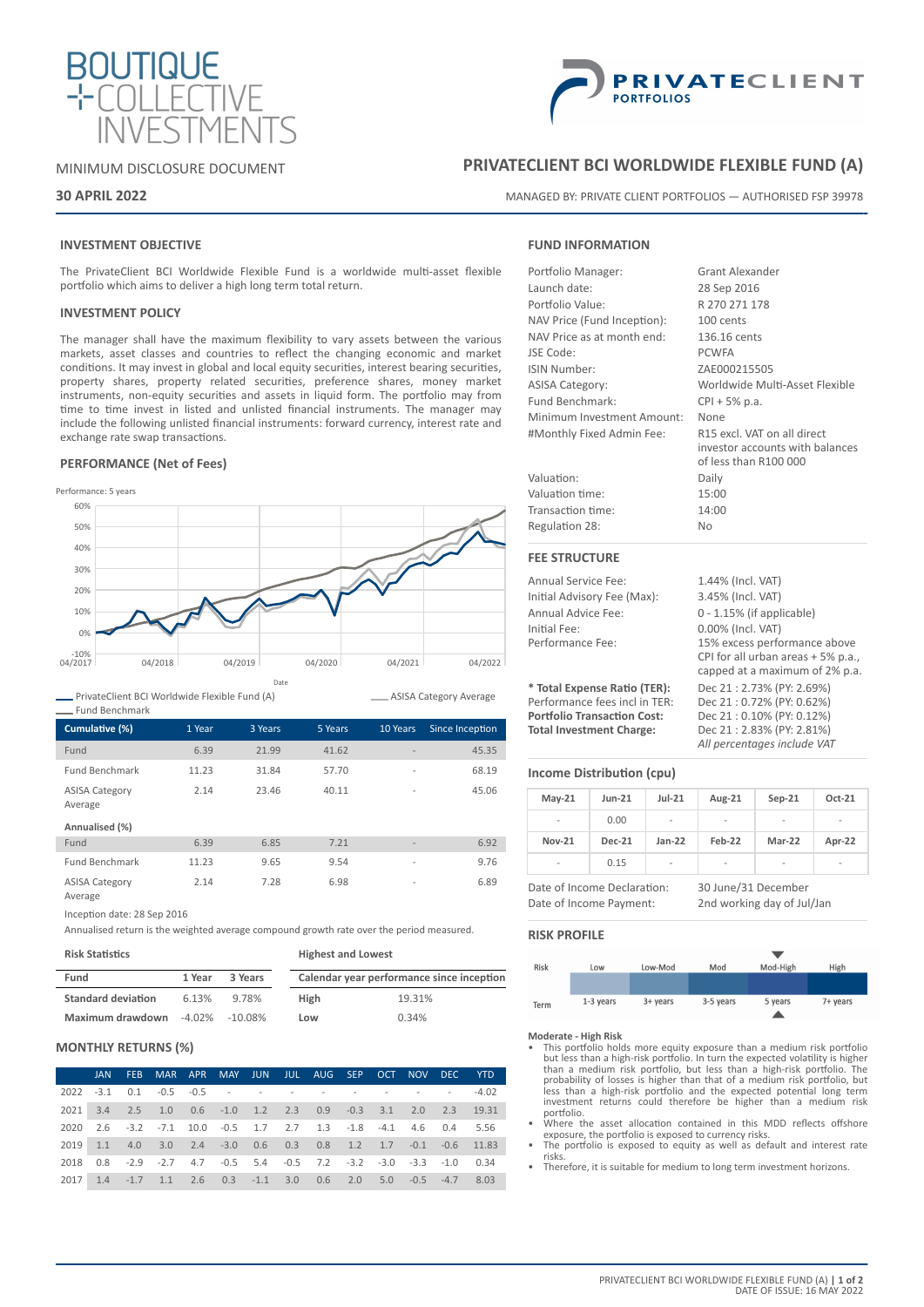BOUTIQUE COLLECTIVE INVESTMENTS

PRIVATECLIENT PORTFOLIOS

MINIMUM DISCLOSURE DOCUMENT

**30 APRIL 2022**

# PRIVATECLIENT BCI WORLDWIDE FLEXIBLE FUND (A)

MANAGED BY: PRIVATE CLIENT PORTFOLIOS — AUTHORISED FSP 39978

## INVESTMENT OBJECTIVE

The PrivateClient BCI Worldwide Flexible Fund is a worldwide multi-asset flexible portfolio which aims to deliver a high long term total return.

## INVESTMENT POLICY

The manager shall have the maximum flexibility to vary assets between the various markets, asset classes and countries to reflect the changing economic and market conditions. It may invest in global and local equity securities, interest bearing securities, property shares, property related securities, preference shares, money market instruments, non-equity securities and assets in liquid form. The portfolio may from time to time invest in listed and unlisted financial instruments. The manager may include the following unlisted financial instruments: forward currency, interest rate and exchange rate swap transactions.

## PERFORMANCE (Net of Fees)

Performance: 5 years

Legend: PrivateClient BCI Worldwide Flexible Fund (A) · ASISA Category Average · Fund Benchmark

| Cumulative (%) | 1 Year | 3 Years | 5 Years | 10 Years | Since Inception |
|---|---|---|---|---|---|
| Fund | 6.39 | 21.99 | 41.62 | - | 45.35 |
| Fund Benchmark | 11.23 | 31.84 | 57.70 | - | 68.19 |
| ASISA Category Average | 2.14 | 23.46 | 40.11 | - | 45.06 |
| **Annualised (%)** | | | | | |
| Fund | 6.39 | 6.85 | 7.21 | - | 6.92 |
| Fund Benchmark | 11.23 | 9.65 | 9.54 | - | 9.76 |
| ASISA Category Average | 2.14 | 7.28 | 6.98 | - | 6.89 |

Inception date: 28 Sep 2016

Annualised return is the weighted average compound growth rate over the period measured.

**Risk Statistics**

| Fund | 1 Year | 3 Years |
|---|---|---|
| Standard deviation | 6.13% | 9.78% |
| Maximum drawdown | -4.02% | -10.08% |

**Highest and Lowest**

| Calendar year performance since inception | |
|---|---|
| High | 19.31% |
| Low | 0.34% |

## MONTHLY RETURNS (%)

| | JAN | FEB | MAR | APR | MAY | JUN | JUL | AUG | SEP | OCT | NOV | DEC | YTD |
|---|---|---|---|---|---|---|---|---|---|---|---|---|---|
| 2022 | -3.1 | 0.1 | -0.5 | -0.5 | - | - | - | - | - | - | - | - | -4.02 |
| 2021 | 3.4 | 2.5 | 1.0 | 0.6 | -1.0 | 1.2 | 2.3 | 0.9 | -0.3 | 3.1 | 2.0 | 2.3 | 19.31 |
| 2020 | 2.6 | -3.2 | -7.1 | 10.0 | -0.5 | 1.7 | 2.7 | 1.3 | -1.8 | -4.1 | 4.6 | 0.4 | 5.56 |
| 2019 | 1.1 | 4.0 | 3.0 | 2.4 | -3.0 | 0.6 | 0.3 | 0.8 | 1.2 | 1.7 | -0.1 | -0.6 | 11.83 |
| 2018 | 0.8 | -2.9 | -2.7 | 4.7 | -0.5 | 5.4 | -0.5 | 7.2 | -3.2 | -3.0 | -3.3 | -1.0 | 0.34 |
| 2017 | 1.4 | -1.7 | 1.1 | 2.6 | 0.3 | -1.1 | 3.0 | 0.6 | 2.0 | 5.0 | -0.5 | -4.7 | 8.03 |

## FUND INFORMATION

| | |
|---|---|
| Portfolio Manager: | Grant Alexander |
| Launch date: | 28 Sep 2016 |
| Portfolio Value: | R 270 271 178 |
| NAV Price (Fund Inception): | 100 cents |
| NAV Price as at month end: | 136.16 cents |
| JSE Code: | PCWFA |
| ISIN Number: | ZAE000215505 |
| ASISA Category: | Worldwide Multi-Asset Flexible |
| Fund Benchmark: | CPI + 5% p.a. |
| Minimum Investment Amount: | None |
| #Monthly Fixed Admin Fee: | R15 excl. VAT on all direct investor accounts with balances of less than R100 000 |
| Valuation: | Daily |
| Valuation time: | 15:00 |
| Transaction time: | 14:00 |
| Regulation 28: | No |

## FEE STRUCTURE

| | |
|---|---|
| Annual Service Fee: | 1.44% (Incl. VAT) |
| Initial Advisory Fee (Max): | 3.45% (Incl. VAT) |
| Annual Advice Fee: | 0 - 1.15% (if applicable) |
| Initial Fee: | 0.00% (Incl. VAT) |
| Performance Fee: | 15% excess performance above CPI for all urban areas + 5% p.a., capped at a maximum of 2% p.a. |
| **\* Total Expense Ratio (TER):** | Dec 21 : 2.73% (PY: 2.69%) |
| Performance fees incl in TER: | Dec 21 : 0.72% (PY: 0.62%) |
| **Portfolio Transaction Cost:** | Dec 21 : 0.10% (PY: 0.12%) |
| **Total Investment Charge:** | Dec 21 : 2.83% (PY: 2.81%) |

*All percentages include VAT*

## Income Distribution (cpu)

| May-21 | Jun-21 | Jul-21 | Aug-21 | Sep-21 | Oct-21 |
|---|---|---|---|---|---|
| - | 0.00 | - | - | - | - |
| **Nov-21** | **Dec-21** | **Jan-22** | **Feb-22** | **Mar-22** | **Apr-22** |
| - | 0.15 | - | - | - | - |

| | |
|---|---|
| Date of Income Declaration: | 30 June/31 December |
| Date of Income Payment: | 2nd working day of Jul/Jan |

## RISK PROFILE

| Risk | Low | Low-Mod | Mod | Mod-High | High |
|---|---|---|---|---|---|
| Term | 1-3 years | 3+ years | 3-5 years | 5 years | 7+ years |

**Moderate - High Risk**

- This portfolio holds more equity exposure than a medium risk portfolio but less than a high-risk portfolio. In turn the expected volatility is higher than a medium risk portfolio, but less than a high-risk portfolio. The probability of losses is higher than that of a medium risk portfolio, but less than a high-risk portfolio and the expected potential long term investment returns could therefore be higher than a medium risk portfolio.
- Where the asset allocation contained in this MDD reflects offshore exposure, the portfolio is exposed to currency risks.
- The portfolio is exposed to equity as well as default and interest rate risks.
- Therefore, it is suitable for medium to long term investment horizons.

DATE OF ISSUE: 16 MAY 2022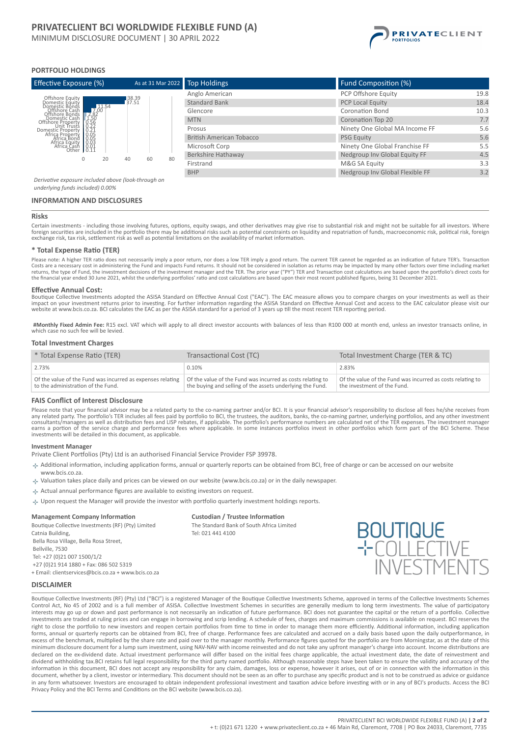# PRIVATECLIENT BCI WORLDWIDE FLEXIBLE FUND (A)

MINIMUM DISCLOSURE DOCUMENT | 30 APRIL 2022

## PORTFOLIO HOLDINGS

**Effective Exposure (%)** As at 31 Mar 2022

Offshore Equity 38.39
Domestic Equity 37.51
Domestic Bonds 11.54
Offshore Cash 7.00
Offshore Bonds 2.82
Domestic Cash 1.50
Offshore Property 0.56
Unit Trusts 0.22
Domestic Property 0.21
Africa Property 0.05
Africa Bond 0.05
Africa Equity 0.03
Africa Cash 0.01
Other 0.11

0 20 40 60 80

*Derivative exposure included above (look-through on underlying funds included) 0.00%*

| Top Holdings |
| --- |
| Anglo American |
| Standard Bank |
| Glencore |
| MTN |
| Prosus |
| British American Tobacco |
| Microsoft Corp |
| Berkshire Hathaway |
| Firstrand |
| BHP |

| Fund Composition (%) | |
| --- | --- |
| PCP Offshore Equity | 19.8 |
| PCP Local Equity | 18.4 |
| Coronation Bond | 10.3 |
| Coronation Top 20 | 7.7 |
| Ninety One Global MA Income FF | 5.6 |
| PSG Equity | 5.6 |
| Ninety One Global Franchise FF | 5.5 |
| Nedgroup Inv Global Equity FF | 4.5 |
| M&G SA Equity | 3.3 |
| Nedgroup Inv Global Flexible FF | 3.2 |

## INFORMATION AND DISCLOSURES

### Risks

Certain investments - including those involving futures, options, equity swaps, and other derivatives may give rise to substantial risk and might not be suitable for all investors. Where foreign securities are included in the portfolio there may be additional risks such as potential constraints on liquidity and repatriation of funds, macroeconomic risk, political risk, foreign exchange risk, tax risk, settlement risk as well as potential limitations on the availability of market information.

### * Total Expense Ratio (TER)

Please note: A higher TER ratio does not necessarily imply a poor return, nor does a low TER imply a good return. The current TER cannot be regarded as an indication of future TER's. Transaction Costs are a necessary cost in administering the Fund and impacts Fund returns. It should not be considered in isolation as returns may be impacted by many other factors over time including market returns, the type of Fund, the investment decisions of the investment manager and the TER. The prior year ("PY") TER and Transaction cost calculations are based upon the portfolio's direct costs for the financial year ended 30 June 2021, whilst the underlying portfolios' ratio and cost calculations are based upon their most recent published figures, being 31 December 2021.

### Effective Annual Cost:

Boutique Collective Investments adopted the ASISA Standard on Effective Annual Cost ("EAC"). The EAC measure allows you to compare charges on your investments as well as their impact on your investment returns prior to investing. For further information regarding the ASISA Standard on Effective Annual Cost and access to the EAC calculator please visit our website at www.bcis.co.za. BCI calculates the EAC as per the ASISA standard for a period of 3 years up till the most recent TER reporting period.

**#Monthly Fixed Admin Fee:** R15 excl. VAT which will apply to all direct investor accounts with balances of less than R100 000 at month end, unless an investor transacts online, in which case no such fee will be levied.

### Total Investment Charges

| * Total Expense Ratio (TER) | Transactional Cost (TC) | Total Investment Charge (TER & TC) |
| --- | --- | --- |
| 2.73% | 0.10% | 2.83% |
| Of the value of the Fund was incurred as expenses relating to the administration of the Fund. | Of the value of the Fund was incurred as costs relating to the buying and selling of the assets underlying the Fund. | Of the value of the Fund was incurred as costs relating to the investment of the Fund. |

### FAIS Conflict of Interest Disclosure

Please note that your financial advisor may be a related party to the co-naming partner and/or BCI. It is your financial advisor's responsibility to disclose all fees he/she receives from any related party. The portfolio's TER includes all fees paid by portfolio to BCI, the trustees, the auditors, banks, the co-naming partner, underlying portfolios, and any other investment consultants/managers as well as distribution fees and LISP rebates, if applicable. The portfolio's performance numbers are calculated net of the TER expenses. The investment manager earns a portion of the service charge and performance fees where applicable. In some instances portfolios invest in other portfolios which form part of the BCI Scheme. These investments will be detailed in this document, as applicable.

#### Investment Manager

Private Client Portfolios (Pty) Ltd is an authorised Financial Service Provider FSP 39978.

- Additional information, including application forms, annual or quarterly reports can be obtained from BCI, free of charge or can be accessed on our website www.bcis.co.za.
- Valuation takes place daily and prices can be viewed on our website (www.bcis.co.za) or in the daily newspaper.
- Actual annual performance figures are available to existing investors on request.
- Upon request the Manager will provide the investor with portfolio quarterly investment holdings reports.

#### Management Company Information

Boutique Collective Investments (RF) (Pty) Limited
Catnia Building,
Bella Rosa Village, Bella Rosa Street,
Bellville, 7530
Tel: +27 (0)21 007 1500/1/2
+27 (0)21 914 1880 + Fax: 086 502 5319
+ Email: clientservices@bcis.co.za + www.bcis.co.za

#### Custodian / Trustee Information

The Standard Bank of South Africa Limited
Tel: 021 441 4100

## DISCLAIMER

Boutique Collective Investments (RF) (Pty) Ltd ("BCI") is a registered Manager of the Boutique Collective Investments Scheme, approved in terms of the Collective Investments Schemes Control Act, No 45 of 2002 and is a full member of ASISA. Collective Investment Schemes in securities are generally medium to long term investments. The value of participatory interests may go up or down and past performance is not necessarily an indication of future performance. BCI does not guarantee the capital or the return of a portfolio. Collective Investments are traded at ruling prices and can engage in borrowing and scrip lending. A schedule of fees, charges and maximum commissions is available on request. BCI reserves the right to close the portfolio to new investors and reopen certain portfolios from time to time in order to manage them more efficiently. Additional information, including application forms, annual or quarterly reports can be obtained from BCI, free of charge. Performance fees are calculated and accrued on a daily basis based upon the daily outperformance, in excess of the benchmark, multiplied by the share rate and paid over to the manager monthly. Performance figures quoted for the portfolio are from Morningstar, as at the date of this minimum disclosure document for a lump sum investment, using NAV-NAV with income reinvested and do not take any upfront manager's charge into account. Income distributions are declared on the ex-dividend date. Actual investment performance will differ based on the initial fees charge applicable, the actual investment date, the date of reinvestment and dividend withholding tax.BCI retains full legal responsibility for the third party named portfolio. Although reasonable steps have been taken to ensure the validity and accuracy of the information in this document, BCI does not accept any responsibility for any claim, damages, loss or expense, however it arises, out of or in connection with the information in this document, whether by a client, investor or intermediary. This document should not be seen as an offer to purchase any specific product and is not to be construed as advice or guidance in any form whatsoever. Investors are encouraged to obtain independent professional investment and taxation advice before investing with or in any of BCI's products. Access the BCI Privacy Policy and the BCI Terms and Conditions on the BCI website (www.bcis.co.za).

+ t: (0)21 671 1220 + www.privateclient.co.za + 46 Main Rd, Claremont, 7708 | PO Box 24033, Claremont, 7735